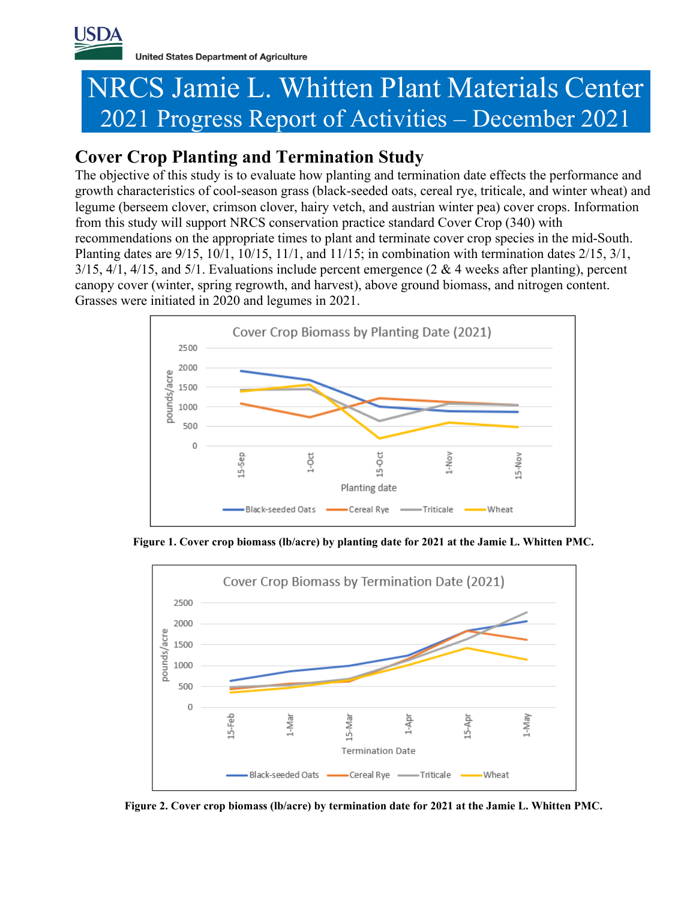# NRCS Jamie L. Whitten Plant Materials Center

## 2021 Progress Report of Activities – December 2021

## Cover Crop Planting and Termination Study

The objective of this study is to evaluate how planting and termination date effects the performance and growth characteristics of cool-season grass (black-seeded oats, cereal rye, triticale, and winter wheat) and legume (berseem clover, crimson clover, hairy vetch, and austrian winter pea) cover crops. Information from this study will support NRCS conservation practice standard Cover Crop (340) with recommendations on the appropriate times to plant and terminate cover crop species in the mid-South. Planting dates are 9/15, 10/1, 10/15, 11/1, and 11/15; in combination with termination dates 2/15, 3/1, 3/15, 4/1, 4/15, and 5/1. Evaluations include percent emergence (2 & 4 weeks after planting), percent canopy cover (winter, spring regrowth, and harvest), above ground biomass, and nitrogen content. Grasses were initiated in 2020 and legumes in 2021.

**Figure 1. Cover crop biomass (lb/acre) by planting date for 2021 at the Jamie L. Whitten PMC.**

**Figure 2. Cover crop biomass (lb/acre) by termination date for 2021 at the Jamie L. Whitten PMC.**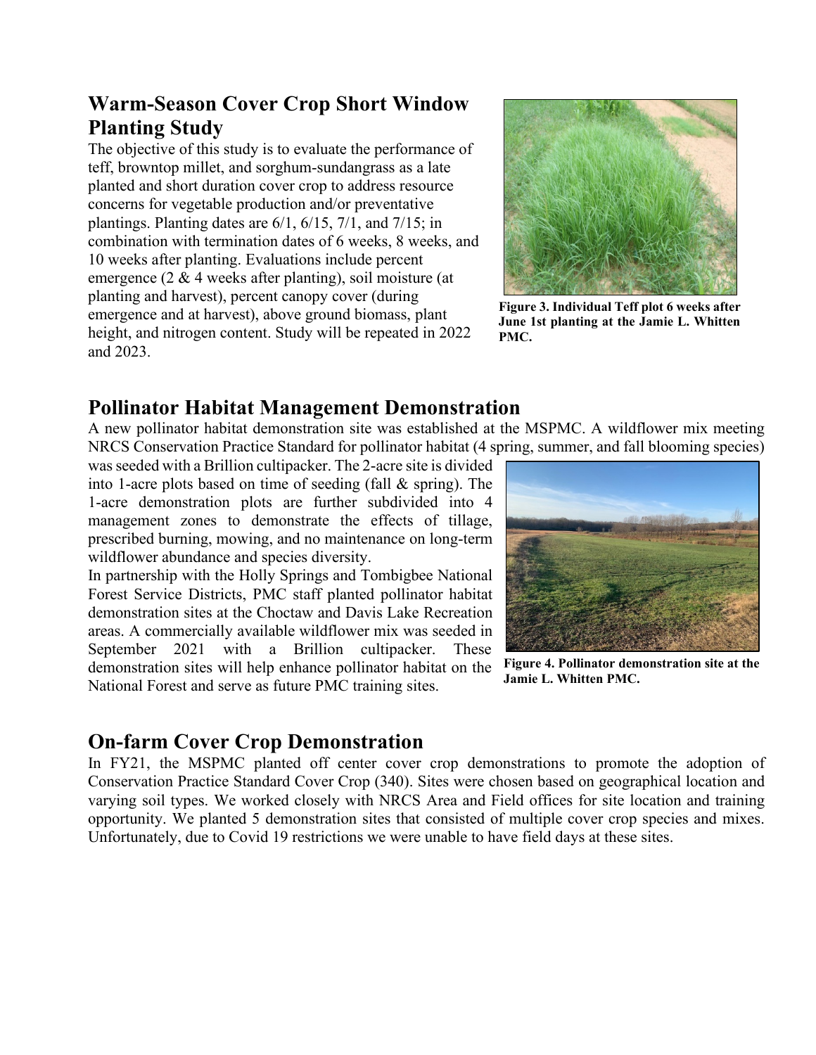## Warm-Season Cover Crop Short Window Planting Study

The objective of this study is to evaluate the performance of teff, browntop millet, and sorghum-sundangrass as a late planted and short duration cover crop to address resource concerns for vegetable production and/or preventative plantings. Planting dates are 6/1, 6/15, 7/1, and 7/15; in combination with termination dates of 6 weeks, 8 weeks, and 10 weeks after planting. Evaluations include percent emergence (2 & 4 weeks after planting), soil moisture (at planting and harvest), percent canopy cover (during emergence and at harvest), above ground biomass, plant height, and nitrogen content. Study will be repeated in 2022 and 2023.

**Figure 3. Individual Teff plot 6 weeks after June 1st planting at the Jamie L. Whitten PMC.**

## Pollinator Habitat Management Demonstration

A new pollinator habitat demonstration site was established at the MSPMC. A wildflower mix meeting NRCS Conservation Practice Standard for pollinator habitat (4 spring, summer, and fall blooming species) was seeded with a Brillion cultipacker. The 2-acre site is divided into 1-acre plots based on time of seeding (fall & spring). The 1-acre demonstration plots are further subdivided into 4 management zones to demonstrate the effects of tillage, prescribed burning, mowing, and no maintenance on long-term wildflower abundance and species diversity.

In partnership with the Holly Springs and Tombigbee National Forest Service Districts, PMC staff planted pollinator habitat demonstration sites at the Choctaw and Davis Lake Recreation areas. A commercially available wildflower mix was seeded in September 2021 with a Brillion cultipacker. These demonstration sites will help enhance pollinator habitat on the National Forest and serve as future PMC training sites.

**Figure 4. Pollinator demonstration site at the Jamie L. Whitten PMC.**

## On-farm Cover Crop Demonstration

In FY21, the MSPMC planted off center cover crop demonstrations to promote the adoption of Conservation Practice Standard Cover Crop (340). Sites were chosen based on geographical location and varying soil types. We worked closely with NRCS Area and Field offices for site location and training opportunity. We planted 5 demonstration sites that consisted of multiple cover crop species and mixes. Unfortunately, due to Covid 19 restrictions we were unable to have field days at these sites.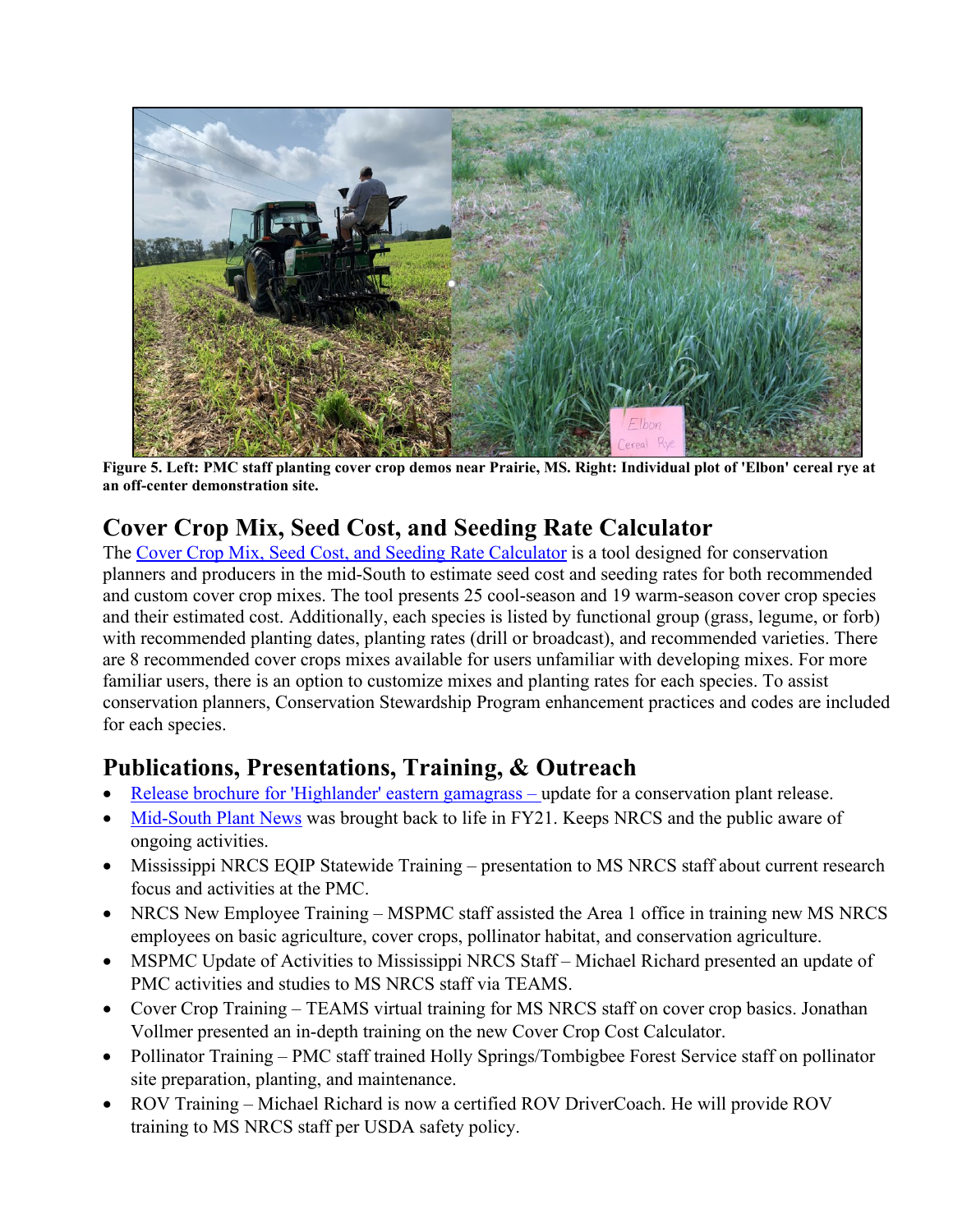**Figure 5. Left: PMC staff planting cover crop demos near Prairie, MS. Right: Individual plot of 'Elbon' cereal rye at an off-center demonstration site.**

## Cover Crop Mix, Seed Cost, and Seeding Rate Calculator

The Cover Crop Mix, Seed Cost, and Seeding Rate Calculator is a tool designed for conservation planners and producers in the mid-South to estimate seed cost and seeding rates for both recommended and custom cover crop mixes. The tool presents 25 cool-season and 19 warm-season cover crop species and their estimated cost. Additionally, each species is listed by functional group (grass, legume, or forb) with recommended planting dates, planting rates (drill or broadcast), and recommended varieties. There are 8 recommended cover crops mixes available for users unfamiliar with developing mixes. For more familiar users, there is an option to customize mixes and planting rates for each species. To assist conservation planners, Conservation Stewardship Program enhancement practices and codes are included for each species.

## Publications, Presentations, Training, & Outreach

- Release brochure for 'Highlander' eastern gamagrass – update for a conservation plant release.
- Mid-South Plant News was brought back to life in FY21. Keeps NRCS and the public aware of ongoing activities.
- Mississippi NRCS EQIP Statewide Training – presentation to MS NRCS staff about current research focus and activities at the PMC.
- NRCS New Employee Training – MSPMC staff assisted the Area 1 office in training new MS NRCS employees on basic agriculture, cover crops, pollinator habitat, and conservation agriculture.
- MSPMC Update of Activities to Mississippi NRCS Staff – Michael Richard presented an update of PMC activities and studies to MS NRCS staff via TEAMS.
- Cover Crop Training – TEAMS virtual training for MS NRCS staff on cover crop basics. Jonathan Vollmer presented an in-depth training on the new Cover Crop Cost Calculator.
- Pollinator Training – PMC staff trained Holly Springs/Tombigbee Forest Service staff on pollinator site preparation, planting, and maintenance.
- ROV Training – Michael Richard is now a certified ROV DriverCoach. He will provide ROV training to MS NRCS staff per USDA safety policy.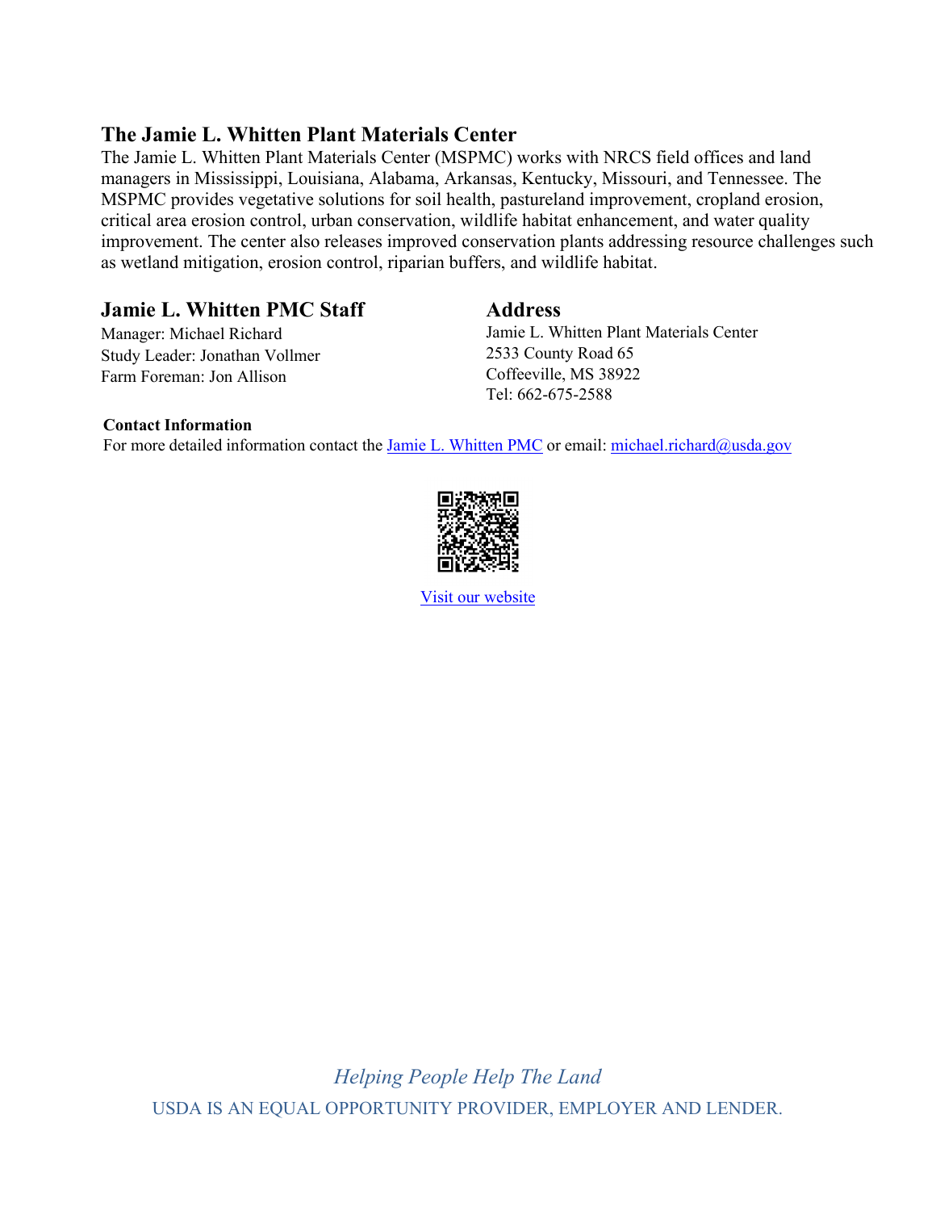## The Jamie L. Whitten Plant Materials Center

The Jamie L. Whitten Plant Materials Center (MSPMC) works with NRCS field offices and land managers in Mississippi, Louisiana, Alabama, Arkansas, Kentucky, Missouri, and Tennessee. The MSPMC provides vegetative solutions for soil health, pastureland improvement, cropland erosion, critical area erosion control, urban conservation, wildlife habitat enhancement, and water quality improvement. The center also releases improved conservation plants addressing resource challenges such as wetland mitigation, erosion control, riparian buffers, and wildlife habitat.

### Jamie L. Whitten PMC Staff

Manager: Michael Richard
Study Leader: Jonathan Vollmer
Farm Foreman: Jon Allison

### Address

Jamie L. Whitten Plant Materials Center
2533 County Road 65
Coffeeville, MS 38922
Tel: 662-675-2588

**Contact Information**

For more detailed information contact the Jamie L. Whitten PMC or email: michael.richard@usda.gov

Visit our website

*Helping People Help The Land*

USDA IS AN EQUAL OPPORTUNITY PROVIDER, EMPLOYER AND LENDER.